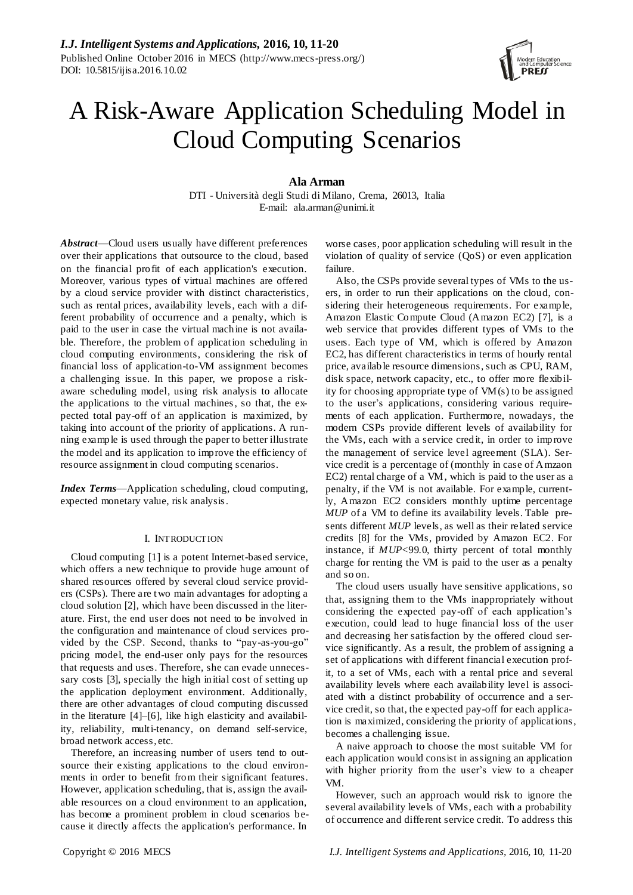# A Risk-Aware Application Scheduling Model in Cloud Computing Scenarios

**Ala Arman**

DTI - Università degli Studi di Milano, Crema, 26013, Italia
E-mail: ala.arman@unimi.it

***Abstract***—Cloud users usually have different preferences over their applications that outsource to the cloud, based on the financial profit of each application's execution. Moreover, various types of virtual machines are offered by a cloud service provider with distinct characteristics, such as rental prices, availability levels, each with a different probability of occurrence and a penalty, which is paid to the user in case the virtual machine is not available. Therefore, the problem of application scheduling in cloud computing environments, considering the risk of financial loss of application-to-VM assignment becomes a challenging issue. In this paper, we propose a risk-aware scheduling model, using risk analysis to allocate the applications to the virtual machines, so that, the expected total pay-off of an application is maximized, by taking into account of the priority of applications. A running example is used through the paper to better illustrate the model and its application to improve the efficiency of resource assignment in cloud computing scenarios.

***Index Terms***—Application scheduling, cloud computing, expected monetary value, risk analysis.

## I. INTRODUCTION

Cloud computing [1] is a potent Internet-based service, which offers a new technique to provide huge amount of shared resources offered by several cloud service providers (CSPs). There are two main advantages for adopting a cloud solution [2], which have been discussed in the literature. First, the end user does not need to be involved in the configuration and maintenance of cloud services provided by the CSP. Second, thanks to "pay-as-you-go" pricing model, the end-user only pays for the resources that requests and uses. Therefore, she can evade unnecessary costs [3], specially the high initial cost of setting up the application deployment environment. Additionally, there are other advantages of cloud computing discussed in the literature [4]–[6], like high elasticity and availability, reliability, multi-tenancy, on demand self-service, broad network access, etc.

Therefore, an increasing number of users tend to outsource their existing applications to the cloud environments in order to benefit from their significant features. However, application scheduling, that is, assign the available resources on a cloud environment to an application, has become a prominent problem in cloud scenarios because it directly affects the application's performance. In worse cases, poor application scheduling will result in the violation of quality of service (QoS) or even application failure.

Also, the CSPs provide several types of VMs to the users, in order to run their applications on the cloud, considering their heterogeneous requirements. For example, Amazon Elastic Compute Cloud (Amazon EC2) [7], is a web service that provides different types of VMs to the users. Each type of VM, which is offered by Amazon EC2, has different characteristics in terms of hourly rental price, available resource dimensions, such as CPU, RAM, disk space, network capacity, etc., to offer more flexibility for choosing appropriate type of VM(s) to be assigned to the user's applications, considering various requirements of each application. Furthermore, nowadays, the modern CSPs provide different levels of availability for the VMs, each with a service credit, in order to improve the management of service level agreement (SLA). Service credit is a percentage of (monthly in case of Amzaon EC2) rental charge of a VM, which is paid to the user as a penalty, if the VM is not available. For example, currently, Amazon EC2 considers monthly uptime percentage *MUP* of a VM to define its availability levels. Table presents different *MUP* levels, as well as their related service credits [8] for the VMs, provided by Amazon EC2. For instance, if $MUP<99.0$, thirty percent of total monthly charge for renting the VM is paid to the user as a penalty and so on.

The cloud users usually have sensitive applications, so that, assigning them to the VMs inappropriately without considering the expected pay-off of each application's execution, could lead to huge financial loss of the user and decreasing her satisfaction by the offered cloud service significantly. As a result, the problem of assigning a set of applications with different financial execution profit, to a set of VMs, each with a rental price and several availability levels where each availability level is associated with a distinct probability of occurrence and a service credit, so that, the expected pay-off for each application is maximized, considering the priority of applications, becomes a challenging issue.

A naive approach to choose the most suitable VM for each application would consist in assigning an application with higher priority from the user's view to a cheaper VM.

However, such an approach would risk to ignore the several availability levels of VMs, each with a probability of occurrence and different service credit. To address this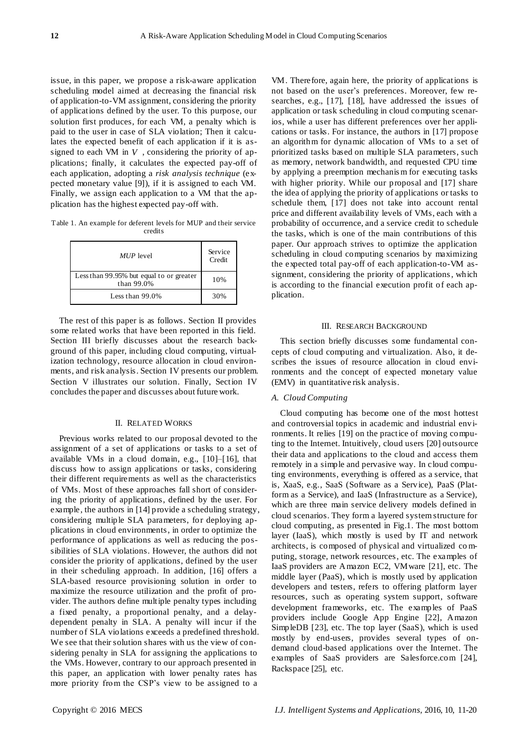issue, in this paper, we propose a risk-aware application scheduling model aimed at decreasing the financial risk of application-to-VM assignment, considering the priority of applications defined by the user. To this purpose, our solution first produces, for each VM, a penalty which is paid to the user in case of SLA violation; Then it calculates the expected benefit of each application if it is assigned to each VM in $V$, considering the priority of applications; finally, it calculates the expected pay-off of each application, adopting a *risk analysis technique* (expected monetary value [9]), if it is assigned to each VM. Finally, we assign each application to a VM that the application has the highest expected pay-off with.

Table 1. An example for deferent levels for MUP and their service credits

| *MUP* level | Service Credit |
|---|---|
| Less than 99.95% but equal to or greater than 99.0% | 10% |
| Less than 99.0% | 30% |

The rest of this paper is as follows. Section II provides some related works that have been reported in this field. Section III briefly discusses about the research background of this paper, including cloud computing, virtualization technology, resource allocation in cloud environments, and risk analysis. Section IV presents our problem. Section V illustrates our solution. Finally, Section IV concludes the paper and discusses about future work.

## II. Related Works

Previous works related to our proposal devoted to the assignment of a set of applications or tasks to a set of available VMs in a cloud domain, e.g., [10]–[16], that discuss how to assign applications or tasks, considering their different requirements as well as the characteristics of VMs. Most of these approaches fall short of considering the priority of applications, defined by the user. For example, the authors in [14] provide a scheduling strategy, considering multiple SLA parameters, for deploying applications in cloud environments, in order to optimize the performance of applications as well as reducing the possibilities of SLA violations. However, the authors did not consider the priority of applications, defined by the user in their scheduling approach. In addition, [16] offers a SLA-based resource provisioning solution in order to maximize the resource utilization and the profit of provider. The authors define multiple penalty types including a fixed penalty, a proportional penalty, and a delay-dependent penalty in SLA. A penalty will incur if the number of SLA violations exceeds a predefined threshold. We see that their solution shares with us the view of considering penalty in SLA for assigning the applications to the VMs. However, contrary to our approach presented in this paper, an application with lower penalty rates has more priority from the CSP's view to be assigned to a VM. Therefore, again here, the priority of applications is not based on the user's preferences. Moreover, few researches, e.g., [17], [18], have addressed the issues of application or task scheduling in cloud computing scenarios, while a user has different preferences over her applications or tasks. For instance, the authors in [17] propose an algorithm for dynamic allocation of VMs to a set of prioritized tasks based on multiple SLA parameters, such as memory, network bandwidth, and requested CPU time by applying a preemption mechanism for executing tasks with higher priority. While our proposal and [17] share the idea of applying the priority of applications or tasks to schedule them, [17] does not take into account rental price and different availability levels of VMs, each with a probability of occurrence, and a service credit to schedule the tasks, which is one of the main contributions of this paper. Our approach strives to optimize the application scheduling in cloud computing scenarios by maximizing the expected total pay-off of each application-to-VM assignment, considering the priority of applications, which is according to the financial execution profit of each application.

## III. Research Background

This section briefly discusses some fundamental concepts of cloud computing and virtualization. Also, it describes the issues of resource allocation in cloud environments and the concept of expected monetary value (EMV) in quantitative risk analysis.

### A. Cloud Computing

Cloud computing has become one of the most hottest and controversial topics in academic and industrial environments. It relies [19] on the practice of moving computing to the Internet. Intuitively, cloud users [20] outsource their data and applications to the cloud and access them remotely in a simple and pervasive way. In cloud computing environments, everything is offered as a service, that is, XaaS, e.g., SaaS (Software as a Service), PaaS (Platform as a Service), and IaaS (Infrastructure as a Service), which are three main service delivery models defined in cloud scenarios. They form a layered system structure for cloud computing, as presented in Fig.1. The most bottom layer (IaaS), which mostly is used by IT and network architects, is composed of physical and virtualized computing, storage, network resources, etc. The examples of IaaS providers are Amazon EC2, VMware [21], etc. The middle layer (PaaS), which is mostly used by application developers and testers, refers to offering platform layer resources, such as operating system support, software development frameworks, etc. The examples of PaaS providers include Google App Engine [22], Amazon SimpleDB [23], etc. The top layer (SaaS), which is used mostly by end-users, provides several types of on-demand cloud-based applications over the Internet. The examples of SaaS providers are Salesforce.com [24], Rackspace [25], etc.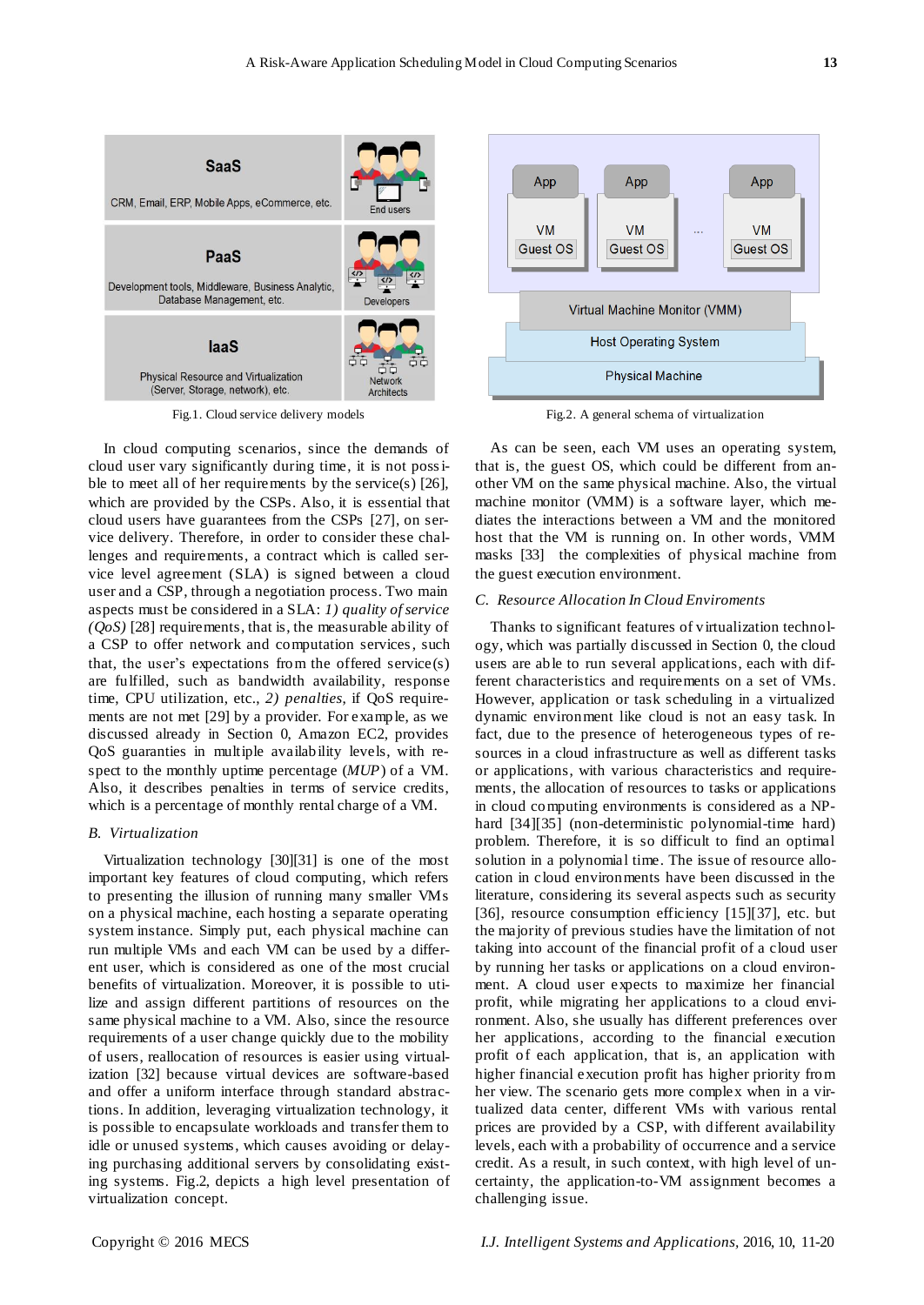Fig.1. Cloud service delivery models

Fig.2. A general schema of virtualization

In cloud computing scenarios, since the demands of cloud user vary significantly during time, it is not possible to meet all of her requirements by the service(s) [26], which are provided by the CSPs. Also, it is essential that cloud users have guarantees from the CSPs [27], on service delivery. Therefore, in order to consider these challenges and requirements, a contract which is called service level agreement (SLA) is signed between a cloud user and a CSP, through a negotiation process. Two main aspects must be considered in a SLA: *1) quality of service (QoS)* [28] requirements, that is, the measurable ability of a CSP to offer network and computation services, such that, the user's expectations from the offered service(s) are fulfilled, such as bandwidth availability, response time, CPU utilization, etc., *2) penalties*, if QoS requirements are not met [29] by a provider. For example, as we discussed already in Section 0, Amazon EC2, provides QoS guaranties in multiple availability levels, with respect to the monthly uptime percentage (*MUP*) of a VM. Also, it describes penalties in terms of service credits, which is a percentage of monthly rental charge of a VM.

### *B. Virtualization*

Virtualization technology [30][31] is one of the most important key features of cloud computing, which refers to presenting the illusion of running many smaller VMs on a physical machine, each hosting a separate operating system instance. Simply put, each physical machine can run multiple VMs and each VM can be used by a different user, which is considered as one of the most crucial benefits of virtualization. Moreover, it is possible to utilize and assign different partitions of resources on the same physical machine to a VM. Also, since the resource requirements of a user change quickly due to the mobility of users, reallocation of resources is easier using virtualization [32] because virtual devices are software-based and offer a uniform interface through standard abstractions. In addition, leveraging virtualization technology, it is possible to encapsulate workloads and transfer them to idle or unused systems, which causes avoiding or delaying purchasing additional servers by consolidating existing systems. Fig.2, depicts a high level presentation of virtualization concept.

As can be seen, each VM uses an operating system, that is, the guest OS, which could be different from another VM on the same physical machine. Also, the virtual machine monitor (VMM) is a software layer, which mediates the interactions between a VM and the monitored host that the VM is running on. In other words, VMM masks [33] the complexities of physical machine from the guest execution environment.

### *C. Resource Allocation In Cloud Enviroments*

Thanks to significant features of virtualization technology, which was partially discussed in Section 0, the cloud users are able to run several applications, each with different characteristics and requirements on a set of VMs. However, application or task scheduling in a virtualized dynamic environment like cloud is not an easy task. In fact, due to the presence of heterogeneous types of resources in a cloud infrastructure as well as different tasks or applications, with various characteristics and requirements, the allocation of resources to tasks or applications in cloud computing environments is considered as a NP-hard [34][35] (non-deterministic polynomial-time hard) problem. Therefore, it is so difficult to find an optimal solution in a polynomial time. The issue of resource allocation in cloud environments have been discussed in the literature, considering its several aspects such as security [36], resource consumption efficiency [15][37], etc. but the majority of previous studies have the limitation of not taking into account of the financial profit of a cloud user by running her tasks or applications on a cloud environment. A cloud user expects to maximize her financial profit, while migrating her applications to a cloud environment. Also, she usually has different preferences over her applications, according to the financial execution profit of each application, that is, an application with higher financial execution profit has higher priority from her view. The scenario gets more complex when in a virtualized data center, different VMs with various rental prices are provided by a CSP, with different availability levels, each with a probability of occurrence and a service credit. As a result, in such context, with high level of uncertainty, the application-to-VM assignment becomes a challenging issue.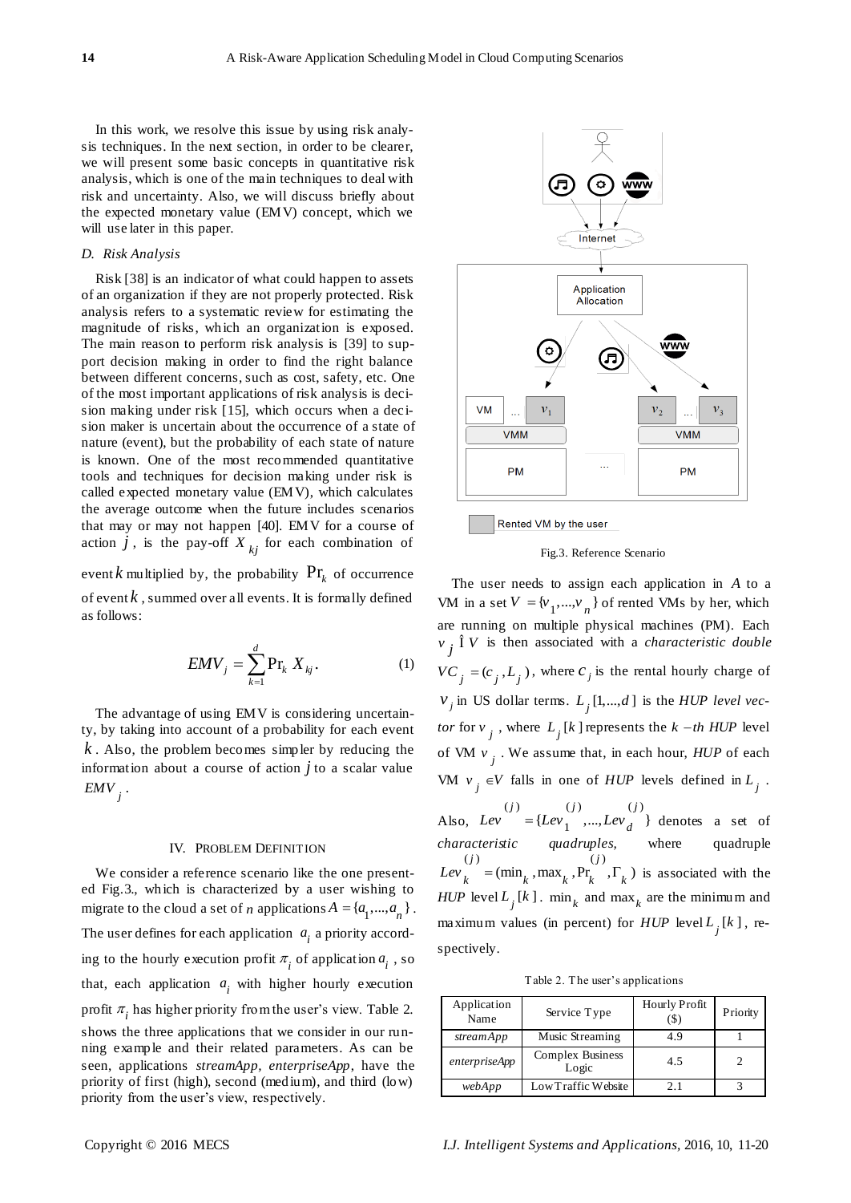In this work, we resolve this issue by using risk analysis techniques. In the next section, in order to be clearer, we will present some basic concepts in quantitative risk analysis, which is one of the main techniques to deal with risk and uncertainty. Also, we will discuss briefly about the expected monetary value (EMV) concept, which we will use later in this paper.

### D. Risk Analysis

Risk [38] is an indicator of what could happen to assets of an organization if they are not properly protected. Risk analysis refers to a systematic review for estimating the magnitude of risks, which an organization is exposed. The main reason to perform risk analysis is [39] to support decision making in order to find the right balance between different concerns, such as cost, safety, etc. One of the most important applications of risk analysis is decision making under risk [15], which occurs when a decision maker is uncertain about the occurrence of a state of nature (event), but the probability of each state of nature is known. One of the most recommended quantitative tools and techniques for decision making under risk is called expected monetary value (EMV), which calculates the average outcome when the future includes scenarios that may or may not happen [40]. EMV for a course of action $j$, is the pay-off $X_{kj}$ for each combination of event $k$ multiplied by, the probability $\Pr_k$ of occurrence of event $k$, summed over all events. It is formally defined as follows:

$$EMV_j = \sum_{k=1}^{d} \Pr_k X_{kj}. \tag{1}$$

The advantage of using EMV is considering uncertainty, by taking into account of a probability for each event $k$. Also, the problem becomes simpler by reducing the information about a course of action $j$ to a scalar value $EMV_j$.

## IV. Problem Definition

We consider a reference scenario like the one presented Fig.3., which is characterized by a user wishing to migrate to the cloud a set of $n$ applications $A = \{a_1, ..., a_n\}$. The user defines for each application $a_i$ a priority according to the hourly execution profit $\pi_i$ of application $a_i$, so that, each application $a_i$ with higher hourly execution profit $\pi_i$ has higher priority from the user's view. Table 2. shows the three applications that we consider in our running example and their related parameters. As can be seen, applications *streamApp, enterpriseApp*, have the priority of first (high), second (medium), and third (low) priority from the user's view, respectively.

Fig.3. Reference Scenario

The user needs to assign each application in $A$ to a VM in a set $V = \{v_1, ..., v_n\}$ of rented VMs by her, which are running on multiple physical machines (PM). Each $v_j \in V$ is then associated with a *characteristic double* $VC_j = (c_j, L_j)$, where $c_j$ is the rental hourly charge of $v_j$ in US dollar terms. $L_j[1, ..., d]$ is the *HUP level vector* for $v_j$, where $L_j[k]$ represents the $k-th$ *HUP* level of VM $v_j$. We assume that, in each hour, *HUP* of each VM $v_j \in V$ falls in one of *HUP* levels defined in $L_j$. Also, $Lev^{(j)} = \{Lev_1^{(j)}, ..., Lev_d^{(j)}\}$ denotes a set of *characteristic quadruples,* where quadruple $Lev_k^{(j)} = (\min_k, \max_k, \Pr_k^{(j)}, \Gamma_k)$ is associated with the *HUP* level $L_j[k]$. $\min_k$ and $\max_k$ are the minimum and maximum values (in percent) for *HUP* level $L_j[k]$, respectively.

Table 2. The user's applications

| Application Name | Service Type | Hourly Profit ($) | Priority |
|---|---|---|---|
| *streamApp* | Music Streaming | 4.9 | 1 |
| *enterpriseApp* | Complex Business Logic | 4.5 | 2 |
| *webApp* | Low Traffic Website | 2.1 | 3 |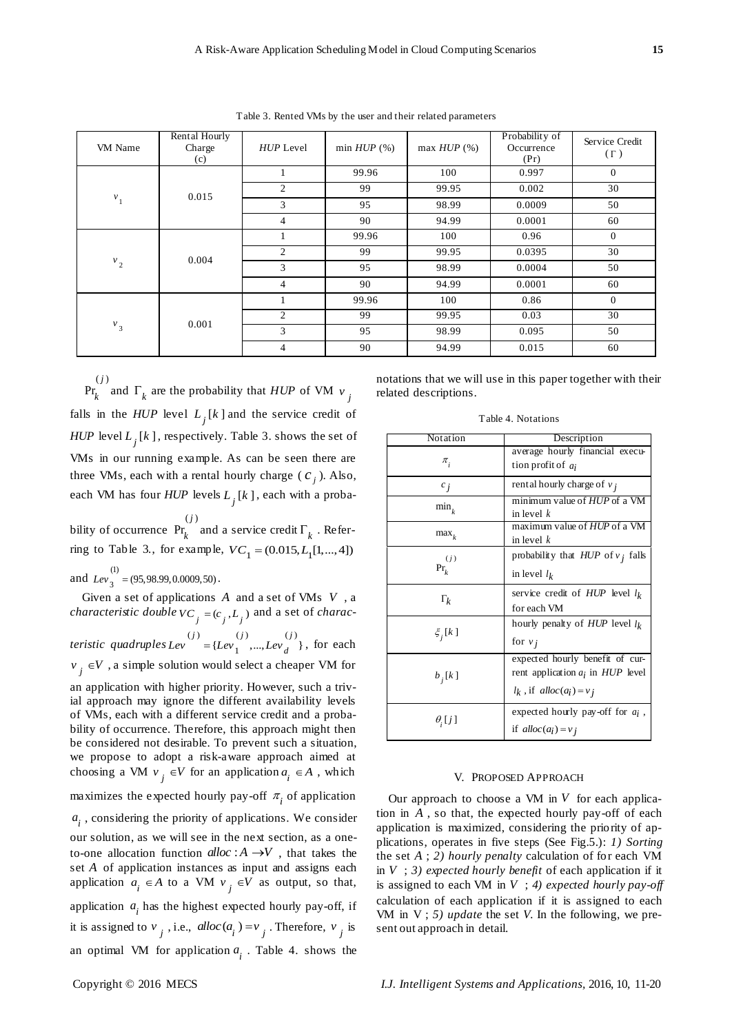Table 3. Rented VMs by the user and their related parameters

| VM Name | Rental Hourly Charge (c) | *HUP* Level | min *HUP* (%) | max *HUP* (%) | Probability of Occurrence (Pr) | Service Credit ($\Gamma$) |
|---|---|---|---|---|---|---|
| $v_1$ | 0.015 | 1 | 99.96 | 100 | 0.997 | 0 |
| | | 2 | 99 | 99.95 | 0.002 | 30 |
| | | 3 | 95 | 98.99 | 0.0009 | 50 |
| | | 4 | 90 | 94.99 | 0.0001 | 60 |
| $v_2$ | 0.004 | 1 | 99.96 | 100 | 0.96 | 0 |
| | | 2 | 99 | 99.95 | 0.0395 | 30 |
| | | 3 | 95 | 98.99 | 0.0004 | 50 |
| | | 4 | 90 | 94.99 | 0.0001 | 60 |
| $v_3$ | 0.001 | 1 | 99.96 | 100 | 0.86 | 0 |
| | | 2 | 99 | 99.95 | 0.03 | 30 |
| | | 3 | 95 | 98.99 | 0.095 | 50 |
| | | 4 | 90 | 94.99 | 0.015 | 60 |

$\Pr_k^{(j)}$ and $\Gamma_k$ are the probability that *HUP* of VM $v_j$ falls in the *HUP* level $L_j[k]$ and the service credit of *HUP* level $L_j[k]$, respectively. Table 3. shows the set of VMs in our running example. As can be seen there are three VMs, each with a rental hourly charge ($c_j$). Also, each VM has four *HUP* levels $L_j[k]$, each with a probability of occurrence $\Pr_k^{(j)}$ and a service credit $\Gamma_k$. Referring to Table 3., for example, $VC_1 = (0.015, L_1[1,...,4])$ and $Lev_3^{(1)} = (95, 98.99, 0.0009, 50)$.

Given a set of applications $A$ and a set of VMs $V$, a *characteristic double* $VC_j = (c_j, L_j)$ and a set of *characteristic quadruples* $Lev^{(j)} = \{Lev_1^{(j)}, ..., Lev_d^{(j)}\}$, for each $v_j \in V$, a simple solution would select a cheaper VM for an application with higher priority. However, such a trivial approach may ignore the different availability levels of VMs, each with a different service credit and a probability of occurrence. Therefore, this approach might then be considered not desirable. To prevent such a situation, we propose to adopt a risk-aware approach aimed at choosing a VM $v_j \in V$ for an application $a_i \in A$, which maximizes the expected hourly pay-off $\pi_i$ of application $a_i$, considering the priority of applications. We consider our solution, as we will see in the next section, as a one-to-one allocation function $alloc : A \rightarrow V$, that takes the set $A$ of application instances as input and assigns each application $a_i \in A$ to a VM $v_j \in V$ as output, so that, application $a_i$ has the highest expected hourly pay-off, if it is assigned to $v_j$, i.e., $alloc(a_i) = v_j$. Therefore, $v_j$ is an optimal VM for application $a_i$. Table 4. shows the notations that we will use in this paper together with their related descriptions.

Table 4. Notations

| Notation | Description |
|---|---|
| $\pi_i$ | average hourly financial execution profit of $a_i$ |
| $c_j$ | rental hourly charge of $v_j$ |
| $\min_k$ | minimum value of *HUP* of a VM in level $k$ |
| $\max_k$ | maximum value of *HUP* of a VM in level $k$ |
| $\Pr_k^{(j)}$ | probability that *HUP* of $v_j$ falls in level $l_k$ |
| $\Gamma_k$ | service credit of *HUP* level $l_k$ for each VM |
| $\xi_j[k]$ | hourly penalty of *HUP* level $l_k$ for $v_j$ |
| $b_j[k]$ | expected hourly benefit of current application $a_i$ in *HUP* level $l_k$, if $alloc(a_i) = v_j$ |
| $\theta_i[j]$ | expected hourly pay-off for $a_i$, if $alloc(a_i) = v_j$ |

## V. PROPOSED APPROACH

Our approach to choose a VM in $V$ for each application in $A$, so that, the expected hourly pay-off of each application is maximized, considering the priority of applications, operates in five steps (See Fig.5.): *1) Sorting* the set $A$; *2) hourly penalty* calculation of for each VM in $V$; *3) expected hourly benefit* of each application if it is assigned to each VM in $V$; *4) expected hourly pay-off* calculation of each application if it is assigned to each VM in V; *5) update* the set *V*. In the following, we present out approach in detail.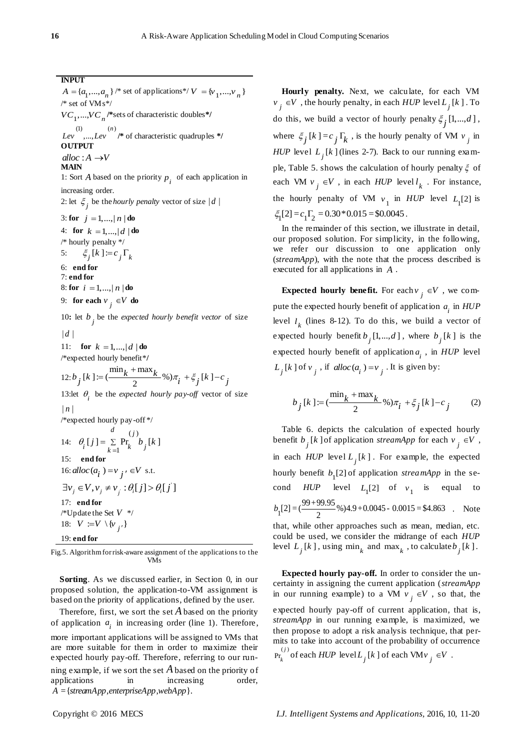**INPUT**

$A = \{a_1, ..., a_n\}$ /* set of applications*/ $V = \{v_1, ..., v_n\}$ /* set of VMs*/

$VC_1, ..., VC_n$ /*sets of characteristic doubles*/

$Lev^{(1)}, ..., Lev^{(n)}$ /* of characteristic quadruples */

**OUTPUT**

$alloc : A \rightarrow V$

**MAIN**

1: Sort $A$ based on the priority $p_i$ of each application in increasing order.

2: let $\xi_j$ be the *hourly penalty* vector of size $|d|$

3: **for** $j = 1, ..., |n|$ **do**

4: **for** $k = 1, ..., |d|$ **do**

/* hourly penalty */

5: $\xi_j[k] := c_j \Gamma_k$

6: **end for**

7: **end for**

8: **for** $i = 1, ..., |n|$ **do**

9: **for each** $v_j \in V$ **do**

10: let $b_j$ be the *expected hourly benefit vector* of size $|d|$

11: **for** $k = 1, ..., |d|$ **do**

/*expected hourly benefit*/

12: $b_j[k] := (\frac{\min_k + \max_k}{2} \%)\pi_i + \xi_j[k] - c_j$

13: let $\theta_i$ be the *expected hourly pay-off* vector of size $|n|$

/*expected hourly pay-off*/

14: $\theta_i[j] = \sum_{k=1}^{d} \Pr_k^{(j)} b_j[k]$

15: **end for**

16: $alloc(a_i) = v_{j'} \in V$ s.t. $\exists v_j \in V, v_j \neq v_{j'} : \theta_i[j] > \theta_i[j']$

17: **end for**

/*Update the Set $V$ */

18: $V := V \setminus \{v_{j'}\}$

19: **end for**

Fig.5. Algorithm for risk-aware assignment of the applications to the VMs

**Sorting**. As we discussed earlier, in Section 0, in our proposed solution, the application-to-VM assignment is based on the priority of applications, defined by the user.

Therefore, first, we sort the set $A$ based on the priority of application $a_i$ in increasing order (line 1). Therefore, more important applications will be assigned to VMs that are more suitable for them in order to maximize their expected hourly pay-off. Therefore, referring to our running example, if we sort the set $A$ based on the priority of applications in increasing order, $A = \{streamApp, enterpriseApp, webApp\}$.

**Hourly penalty.** Next, we calculate, for each VM $v_j \in V$, the hourly penalty, in each *HUP* level $L_j[k]$. To do this, we build a vector of hourly penalty $\xi_j[1, ..., d]$, where $\xi_j[k] = c_j \Gamma_k$, is the hourly penalty of VM $v_j$ in *HUP* level $L_j[k]$ (lines 2-7). Back to our running example, Table 5. shows the calculation of hourly penalty $\xi$ of each VM $v_j \in V$, in each *HUP* level $l_k$. For instance, the hourly penalty of VM $v_1$ in *HUP* level $L_1[2]$ is $\xi_1[2] = c_1\Gamma_2 = 0.30 * 0.015 = \$0.0045$.

In the remainder of this section, we illustrate in detail, our proposed solution. For simplicity, in the following, we refer our discussion to one application only (*streamApp*), with the note that the process described is executed for all applications in $A$.

**Expected hourly benefit.** For each $v_j \in V$, we compute the expected hourly benefit of application $a_i$ in *HUP* level $l_k$ (lines 8-12). To do this, we build a vector of expected hourly benefit $b_j[1, ..., d]$, where $b_j[k]$ is the expected hourly benefit of application $a_i$, in *HUP* level $L_j[k]$ of $v_j$, if $alloc(a_i) = v_j$. It is given by:

$$b_j[k] := (\frac{\min_k + \max_k}{2} \%)\pi_i + \xi_j[k] - c_j \qquad (2)$$

Table 6. depicts the calculation of expected hourly benefit $b_j[k]$ of application *streamApp* for each $v_j \in V$, in each *HUP* level $L_j[k]$. For example, the expected hourly benefit $b_1[2]$ of application *streamApp* in the second *HUP* level $L_1[2]$ of $v_1$ is equal to $b_1[2] = (\frac{99 + 99.95}{2} \%)4.9 + 0.0045 - 0.0015 = \$4.863$. Note that, while other approaches such as mean, median, etc. could be used, we consider the midrange of each *HUP* level $L_j[k]$, using $\min_k$ and $\max_k$, to calculate $b_j[k]$.

**Expected hourly pay-off.** In order to consider the uncertainty in assigning the current application (*streamApp* in our running example) to a VM $v_j \in V$, so that, the expected hourly pay-off of current application, that is, *streamApp* in our running example, is maximized, we then propose to adopt a risk analysis technique, that permits to take into account of the probability of occurrence $\Pr_k^{(j)}$ of each *HUP* level $L_j[k]$ of each VM $v_j \in V$.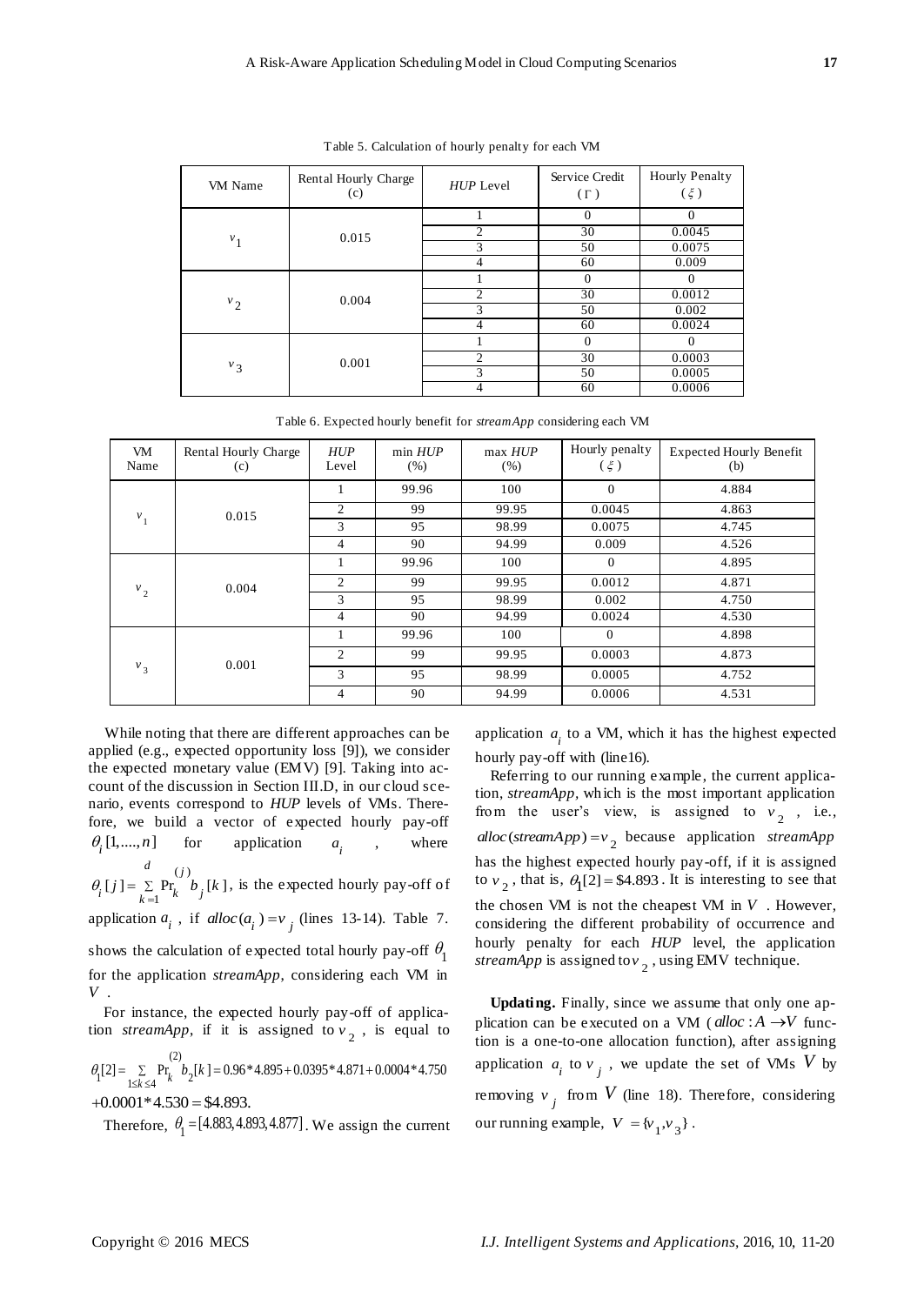Table 5. Calculation of hourly penalty for each VM

| VM Name | Rental Hourly Charge (c) | *HUP* Level | Service Credit ($\Gamma$) | Hourly Penalty ($\xi$) |
|---|---|---|---|---|
| $v_1$ | 0.015 | 1 | 0 | 0 |
| | | 2 | 30 | 0.0045 |
| | | 3 | 50 | 0.0075 |
| | | 4 | 60 | 0.009 |
| $v_2$ | 0.004 | 1 | 0 | 0 |
| | | 2 | 30 | 0.0012 |
| | | 3 | 50 | 0.002 |
| | | 4 | 60 | 0.0024 |
| $v_3$ | 0.001 | 1 | 0 | 0 |
| | | 2 | 30 | 0.0003 |
| | | 3 | 50 | 0.0005 |
| | | 4 | 60 | 0.0006 |

Table 6. Expected hourly benefit for *streamApp* considering each VM

| VM Name | Rental Hourly Charge (c) | *HUP* Level | min *HUP* (%) | max *HUP* (%) | Hourly penalty ($\xi$) | Expected Hourly Benefit (b) |
|---|---|---|---|---|---|---|
| $v_1$ | 0.015 | 1 | 99.96 | 100 | 0 | 4.884 |
| | | 2 | 99 | 99.95 | 0.0045 | 4.863 |
| | | 3 | 95 | 98.99 | 0.0075 | 4.745 |
| | | 4 | 90 | 94.99 | 0.009 | 4.526 |
| $v_2$ | 0.004 | 1 | 99.96 | 100 | 0 | 4.895 |
| | | 2 | 99 | 99.95 | 0.0012 | 4.871 |
| | | 3 | 95 | 98.99 | 0.002 | 4.750 |
| | | 4 | 90 | 94.99 | 0.0024 | 4.530 |
| $v_3$ | 0.001 | 1 | 99.96 | 100 | 0 | 4.898 |
| | | 2 | 99 | 99.95 | 0.0003 | 4.873 |
| | | 3 | 95 | 98.99 | 0.0005 | 4.752 |
| | | 4 | 90 | 94.99 | 0.0006 | 4.531 |

While noting that there are different approaches can be applied (e.g., expected opportunity loss [9]), we consider the expected monetary value (EMV) [9]. Taking into account of the discussion in Section III.D, in our cloud scenario, events correspond to *HUP* levels of VMs. Therefore, we build a vector of expected hourly pay-off $\theta_i[1,....,n]$ for application $a_i$, where $\theta_i[j] = \sum_{k=1}^{d} \Pr_k^{(j)} b_j[k]$, is the expected hourly pay-off of application $a_i$, if $alloc(a_i) = v_j$ (lines 13-14). Table 7. shows the calculation of expected total hourly pay-off $\theta_1$ for the application *streamApp*, considering each VM in $V$.

For instance, the expected hourly pay-off of application *streamApp*, if it is assigned to $v_2$, is equal to

$$\theta_1[2] = \sum_{1 \le k \le 4} \Pr_k^{(2)} b_2[k] = 0.96*4.895 + 0.0395*4.871 + 0.0004*4.750 + 0.0001*4.530 = \$4.893.$$

Therefore, $\theta_1 = [4.883, 4.893, 4.877]$. We assign the current application $a_i$ to a VM, which it has the highest expected hourly pay-off with (line16).

Referring to our running example, the current application, *streamApp*, which is the most important application from the user's view, is assigned to $v_2$, i.e., $alloc(streamApp) = v_2$ because application *streamApp* has the highest expected hourly pay-off, if it is assigned to $v_2$, that is, $\theta_1[2] = \$4.893$. It is interesting to see that the chosen VM is not the cheapest VM in $V$. However, considering the different probability of occurrence and hourly penalty for each *HUP* level, the application *streamApp* is assigned to $v_2$, using EMV technique.

**Updating.** Finally, since we assume that only one application can be executed on a VM ($alloc: A \rightarrow V$ function is a one-to-one allocation function), after assigning application $a_i$ to $v_j$, we update the set of VMs $V$ by removing $v_j$ from $V$ (line 18). Therefore, considering our running example, $V = \{v_1, v_3\}$.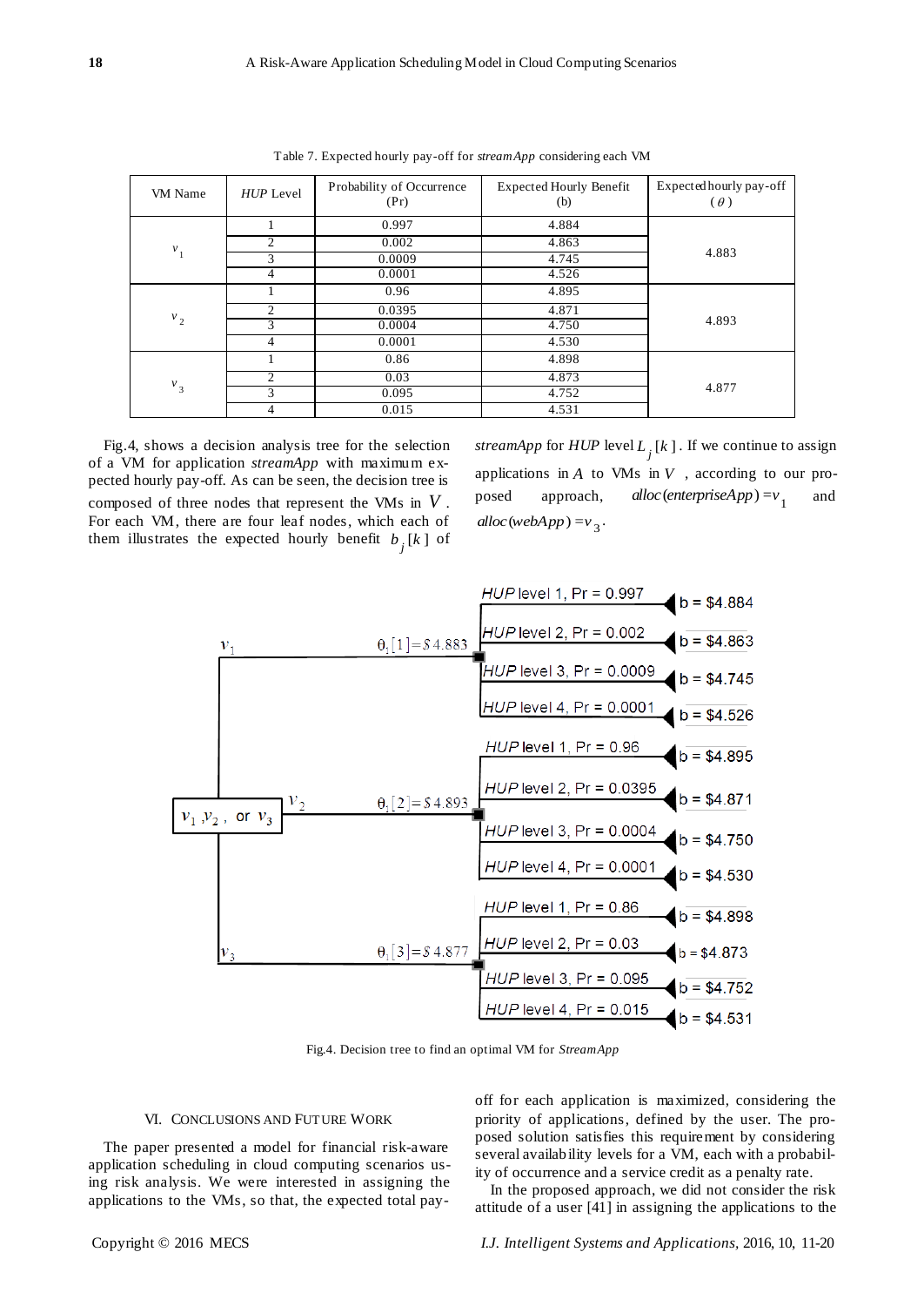Table 7. Expected hourly pay-off for *streamApp* considering each VM

| VM Name | *HUP* Level | Probability of Occurrence (Pr) | Expected Hourly Benefit (b) | Expected hourly pay-off ($\theta$) |
|---|---|---|---|---|
| $v_1$ | 1 | 0.997 | 4.884 | 4.883 |
| | 2 | 0.002 | 4.863 | |
| | 3 | 0.0009 | 4.745 | |
| | 4 | 0.0001 | 4.526 | |
| $v_2$ | 1 | 0.96 | 4.895 | 4.893 |
| | 2 | 0.0395 | 4.871 | |
| | 3 | 0.0004 | 4.750 | |
| | 4 | 0.0001 | 4.530 | |
| $v_3$ | 1 | 0.86 | 4.898 | 4.877 |
| | 2 | 0.03 | 4.873 | |
| | 3 | 0.095 | 4.752 | |
| | 4 | 0.015 | 4.531 | |

Fig.4, shows a decision analysis tree for the selection of a VM for application *streamApp* with maximum expected hourly pay-off. As can be seen, the decision tree is composed of three nodes that represent the VMs in $V$. For each VM, there are four leaf nodes, which each of them illustrates the expected hourly benefit $b_j[k]$ of *streamApp* for *HUP* level $L_j[k]$. If we continue to assign applications in $A$ to VMs in $V$, according to our proposed approach, $alloc(enterpriseApp) = v_1$ and $alloc(webApp) = v_3$.

Fig.4. Decision tree to find an optimal VM for *StreamApp*

## VI. Conclusions and Future Work

The paper presented a model for financial risk-aware application scheduling in cloud computing scenarios using risk analysis. We were interested in assigning the applications to the VMs, so that, the expected total pay-off for each application is maximized, considering the priority of applications, defined by the user. The proposed solution satisfies this requirement by considering several availability levels for a VM, each with a probability of occurrence and a service credit as a penalty rate.

In the proposed approach, we did not consider the risk attitude of a user [41] in assigning the applications to the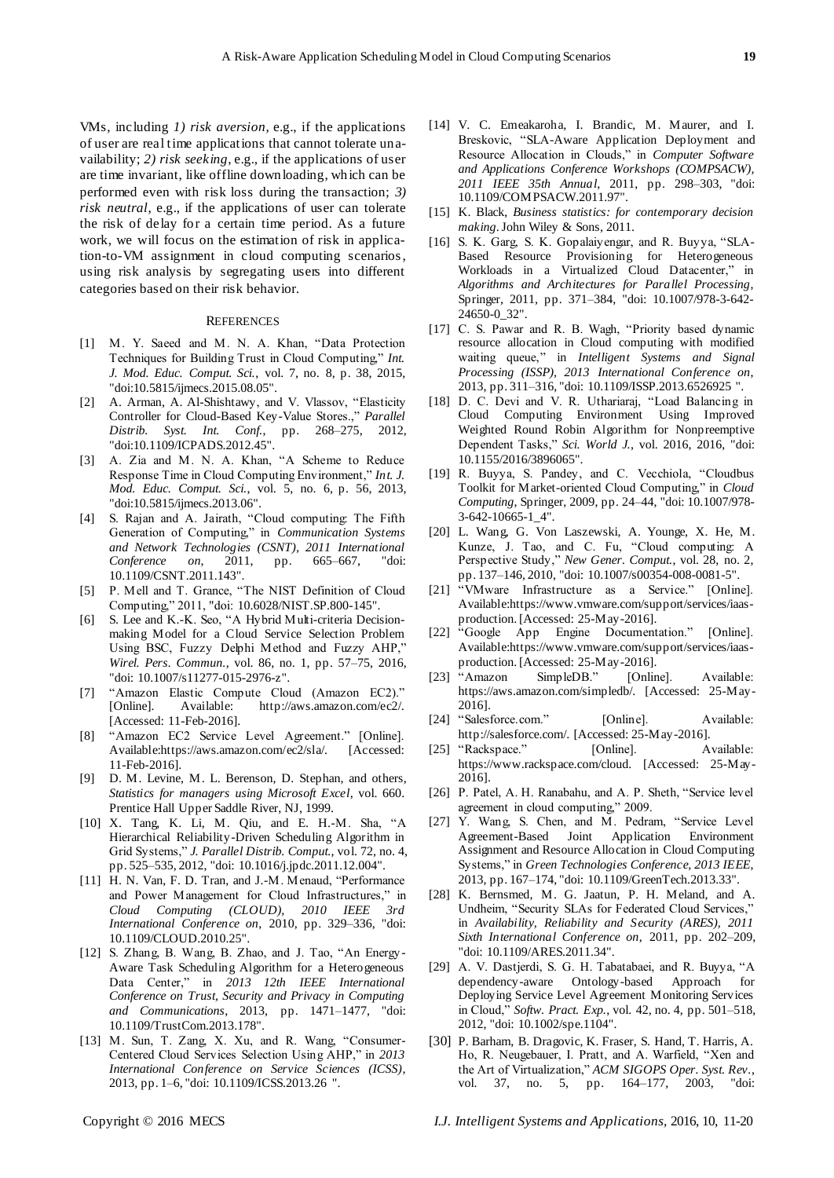VMs, including *1) risk aversion*, e.g., if the applications of user are real time applications that cannot tolerate unavailability; *2) risk seeking*, e.g., if the applications of user are time invariant, like offline downloading, which can be performed even with risk loss during the transaction; *3) risk neutral*, e.g., if the applications of user can tolerate the risk of delay for a certain time period. As a future work, we will focus on the estimation of risk in application-to-VM assignment in cloud computing scenarios, using risk analysis by segregating users into different categories based on their risk behavior.

## REFERENCES

[1] M. Y. Saeed and M. N. A. Khan, "Data Protection Techniques for Building Trust in Cloud Computing," *Int. J. Mod. Educ. Comput. Sci.*, vol. 7, no. 8, p. 38, 2015, "doi:10.5815/ijmecs.2015.08.05".

[2] A. Arman, A. Al-Shishtawy, and V. Vlassov, "Elasticity Controller for Cloud-Based Key-Value Stores.," *Parallel Distrib. Syst. Int. Conf.*, pp. 268–275, 2012, "doi:10.1109/ICPADS.2012.45".

[3] A. Zia and M. N. A. Khan, "A Scheme to Reduce Response Time in Cloud Computing Environment," *Int. J. Mod. Educ. Comput. Sci.*, vol. 5, no. 6, p. 56, 2013, "doi:10.5815/ijmecs.2013.06".

[4] S. Rajan and A. Jairath, "Cloud computing: The Fifth Generation of Computing," in *Communication Systems and Network Technologies (CSNT), 2011 International Conference on*, 2011, pp. 665–667, "doi: 10.1109/CSNT.2011.143".

[5] P. Mell and T. Grance, "The NIST Definition of Cloud Computing," 2011, "doi: 10.6028/NIST.SP.800-145".

[6] S. Lee and K.-K. Seo, "A Hybrid Multi-criteria Decision-making Model for a Cloud Service Selection Problem Using BSC, Fuzzy Delphi Method and Fuzzy AHP," *Wirel. Pers. Commun.*, vol. 86, no. 1, pp. 57–75, 2016, "doi: 10.1007/s11277-015-2976-z".

[7] "Amazon Elastic Compute Cloud (Amazon EC2)." [Online]. Available: http://aws.amazon.com/ec2/. [Accessed: 11-Feb-2016].

[8] "Amazon EC2 Service Level Agreement." [Online]. Available:https://aws.amazon.com/ec2/sla/. [Accessed: 11-Feb-2016].

[9] D. M. Levine, M. L. Berenson, D. Stephan, and others, *Statistics for managers using Microsoft Excel*, vol. 660. Prentice Hall Upper Saddle River, NJ, 1999.

[10] X. Tang, K. Li, M. Qiu, and E. H.-M. Sha, "A Hierarchical Reliability-Driven Scheduling Algorithm in Grid Systems," *J. Parallel Distrib. Comput.*, vol. 72, no. 4, pp. 525–535, 2012, "doi: 10.1016/j.jpdc.2011.12.004".

[11] H. N. Van, F. D. Tran, and J.-M. Menaud, "Performance and Power Management for Cloud Infrastructures," in *Cloud Computing (CLOUD), 2010 IEEE 3rd International Conference on*, 2010, pp. 329–336, "doi: 10.1109/CLOUD.2010.25".

[12] S. Zhang, B. Wang, B. Zhao, and J. Tao, "An Energy-Aware Task Scheduling Algorithm for a Heterogeneous Data Center," in *2013 12th IEEE International Conference on Trust, Security and Privacy in Computing and Communications*, 2013, pp. 1471–1477, "doi: 10.1109/TrustCom.2013.178".

[13] M. Sun, T. Zang, X. Xu, and R. Wang, "Consumer-Centered Cloud Services Selection Using AHP," in *2013 International Conference on Service Sciences (ICSS)*, 2013, pp. 1–6, "doi: 10.1109/ICSS.2013.26 ".

[14] V. C. Emeakaroha, I. Brandic, M. Maurer, and I. Breskovic, "SLA-Aware Application Deployment and Resource Allocation in Clouds," in *Computer Software and Applications Conference Workshops (COMPSACW), 2011 IEEE 35th Annual*, 2011, pp. 298–303, "doi: 10.1109/COMPSACW.2011.97".

[15] K. Black, *Business statistics: for contemporary decision making*. John Wiley & Sons, 2011.

[16] S. K. Garg, S. K. Gopalaiyengar, and R. Buyya, "SLA-Based Resource Provisioning for Heterogeneous Workloads in a Virtualized Cloud Datacenter," in *Algorithms and Architectures for Parallel Processing*, Springer, 2011, pp. 371–384, "doi: 10.1007/978-3-642-24650-0_32".

[17] C. S. Pawar and R. B. Wagh, "Priority based dynamic resource allocation in Cloud computing with modified waiting queue," in *Intelligent Systems and Signal Processing (ISSP), 2013 International Conference on*, 2013, pp. 311–316, "doi: 10.1109/ISSP.2013.6526925 ".

[18] D. C. Devi and V. R. Uthariaraj, "Load Balancing in Cloud Computing Environment Using Improved Weighted Round Robin Algorithm for Nonpreemptive Dependent Tasks," *Sci. World J.*, vol. 2016, 2016, "doi: 10.1155/2016/3896065".

[19] R. Buyya, S. Pandey, and C. Vecchiola, "Cloudbus Toolkit for Market-oriented Cloud Computing," in *Cloud Computing*, Springer, 2009, pp. 24–44, "doi: 10.1007/978-3-642-10665-1_4".

[20] L. Wang, G. Von Laszewski, A. Younge, X. He, M. Kunze, J. Tao, and C. Fu, "Cloud computing: A Perspective Study," *New Gener. Comput.*, vol. 28, no. 2, pp. 137–146, 2010, "doi: 10.1007/s00354-008-0081-5".

[21] "VMware Infrastructure as a Service." [Online]. Available:https://www.vmware.com/support/services/iaas-production. [Accessed: 25-May-2016].

[22] "Google App Engine Documentation." [Online]. Available:https://www.vmware.com/support/services/iaas-production. [Accessed: 25-May-2016].

[23] "Amazon SimpleDB." [Online]. Available: https://aws.amazon.com/simpledb/. [Accessed: 25-May-2016].

[24] "Salesforce.com." [Online]. Available: http://salesforce.com/. [Accessed: 25-May-2016].

[25] "Rackspace." [Online]. Available: https://www.rackspace.com/cloud. [Accessed: 25-May-2016].

[26] P. Patel, A. H. Ranabahu, and A. P. Sheth, "Service level agreement in cloud computing," 2009.

[27] Y. Wang, S. Chen, and M. Pedram, "Service Level Agreement-Based Joint Application Environment Assignment and Resource Allocation in Cloud Computing Systems," in *Green Technologies Conference, 2013 IEEE*, 2013, pp. 167–174, "doi: 10.1109/GreenTech.2013.33".

[28] K. Bernsmed, M. G. Jaatun, P. H. Meland, and A. Undheim, "Security SLAs for Federated Cloud Services," in *Availability, Reliability and Security (ARES), 2011 Sixth International Conference on*, 2011, pp. 202–209, "doi: 10.1109/ARES.2011.34".

[29] A. V. Dastjerdi, S. G. H. Tabatabaei, and R. Buyya, "A dependency-aware Ontology-based Approach for Deploying Service Level Agreement Monitoring Services in Cloud," *Softw. Pract. Exp.*, vol. 42, no. 4, pp. 501–518, 2012, "doi: 10.1002/spe.1104".

[30] P. Barham, B. Dragovic, K. Fraser, S. Hand, T. Harris, A. Ho, R. Neugebauer, I. Pratt, and A. Warfield, "Xen and the Art of Virtualization," *ACM SIGOPS Oper. Syst. Rev.*, vol. 37, no. 5, pp. 164–177, 2003, "doi: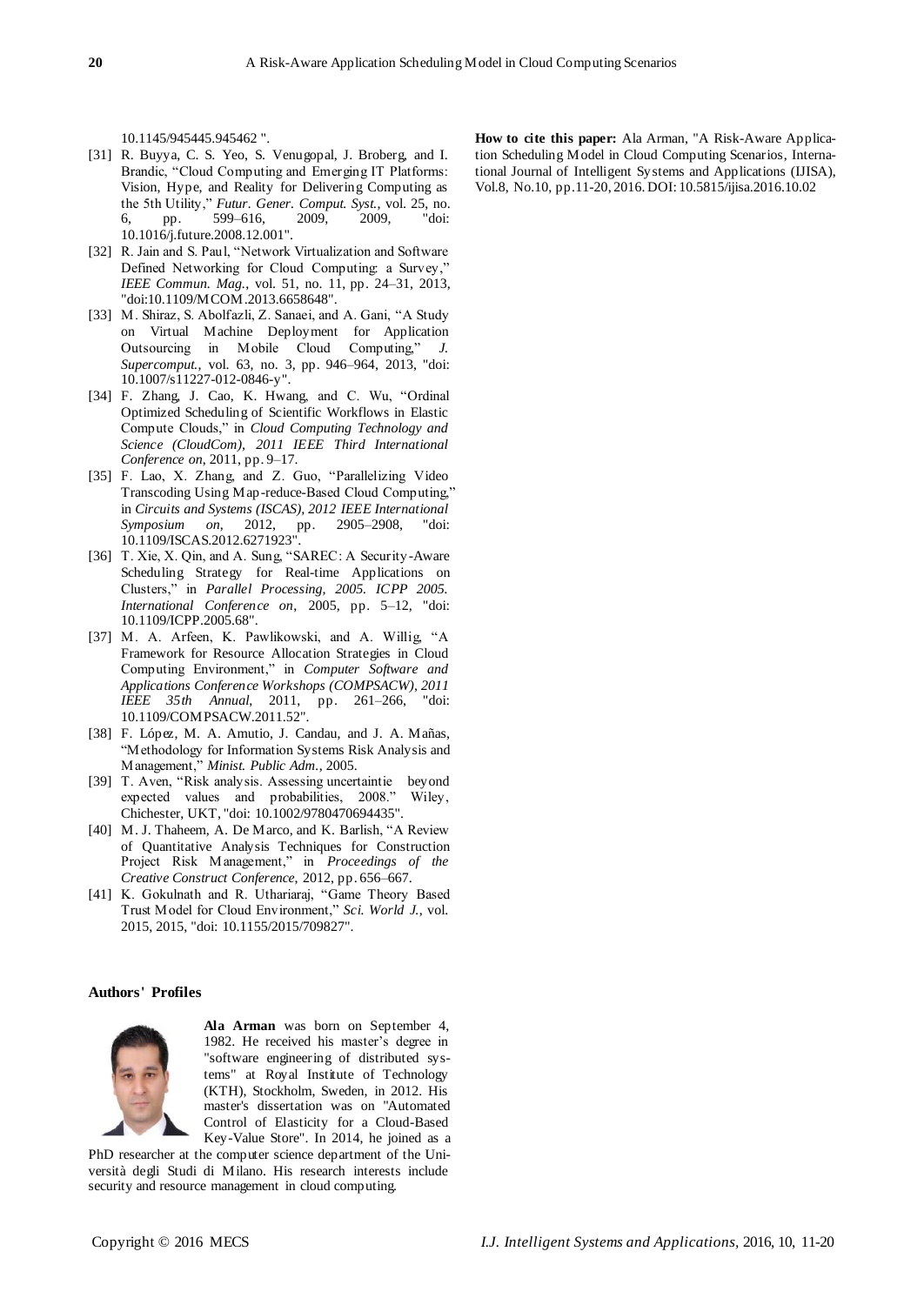10.1145/945445.945462 ".

[31] R. Buyya, C. S. Yeo, S. Venugopal, J. Broberg, and I. Brandic, "Cloud Computing and Emerging IT Platforms: Vision, Hype, and Reality for Delivering Computing as the 5th Utility," *Futur. Gener. Comput. Syst.*, vol. 25, no. 6, pp. 599–616, 2009, 2009, "doi: 10.1016/j.future.2008.12.001".

[32] R. Jain and S. Paul, "Network Virtualization and Software Defined Networking for Cloud Computing: a Survey," *IEEE Commun. Mag.*, vol. 51, no. 11, pp. 24–31, 2013, "doi:10.1109/MCOM.2013.6658648".

[33] M. Shiraz, S. Abolfazli, Z. Sanaei, and A. Gani, "A Study on Virtual Machine Deployment for Application Outsourcing in Mobile Cloud Computing," *J. Supercomput.*, vol. 63, no. 3, pp. 946–964, 2013, "doi: 10.1007/s11227-012-0846-y".

[34] F. Zhang, J. Cao, K. Hwang, and C. Wu, "Ordinal Optimized Scheduling of Scientific Workflows in Elastic Compute Clouds," in *Cloud Computing Technology and Science (CloudCom), 2011 IEEE Third International Conference on*, 2011, pp. 9–17.

[35] F. Lao, X. Zhang, and Z. Guo, "Parallelizing Video Transcoding Using Map-reduce-Based Cloud Computing," in *Circuits and Systems (ISCAS), 2012 IEEE International Symposium on*, 2012, pp. 2905–2908, "doi: 10.1109/ISCAS.2012.6271923".

[36] T. Xie, X. Qin, and A. Sung, "SAREC: A Security-Aware Scheduling Strategy for Real-time Applications on Clusters," in *Parallel Processing, 2005. ICPP 2005. International Conference on*, 2005, pp. 5–12, "doi: 10.1109/ICPP.2005.68".

[37] M. A. Arfeen, K. Pawlikowski, and A. Willig, "A Framework for Resource Allocation Strategies in Cloud Computing Environment," in *Computer Software and Applications Conference Workshops (COMPSACW), 2011 IEEE 35th Annual*, 2011, pp. 261–266, "doi: 10.1109/COMPSACW.2011.52".

[38] F. López, M. A. Amutio, J. Candau, and J. A. Mañas, "Methodology for Information Systems Risk Analysis and Management," *Minist. Public Adm.*, 2005.

[39] T. Aven, "Risk analysis. Assessing uncertaintie beyond expected values and probabilities, 2008." Wiley, Chichester, UKT, "doi: 10.1002/9780470694435".

[40] M. J. Thaheem, A. De Marco, and K. Barlish, "A Review of Quantitative Analysis Techniques for Construction Project Risk Management," in *Proceedings of the Creative Construct Conference*, 2012, pp. 656–667.

[41] K. Gokulnath and R. Uthariaraj, "Game Theory Based Trust Model for Cloud Environment," *Sci. World J.*, vol. 2015, 2015, "doi: 10.1155/2015/709827".

## Authors' Profiles

**Ala Arman** was born on September 4, 1982. He received his master's degree in "software engineering of distributed systems" at Royal Institute of Technology (KTH), Stockholm, Sweden, in 2012. His master's dissertation was on "Automated Control of Elasticity for a Cloud-Based Key-Value Store". In 2014, he joined as a PhD researcher at the computer science department of the Università degli Studi di Milano. His research interests include security and resource management in cloud computing.

**How to cite this paper:** Ala Arman, "A Risk-Aware Application Scheduling Model in Cloud Computing Scenarios, International Journal of Intelligent Systems and Applications (IJISA), Vol.8, No.10, pp.11-20, 2016. DOI: 10.5815/ijisa.2016.10.02